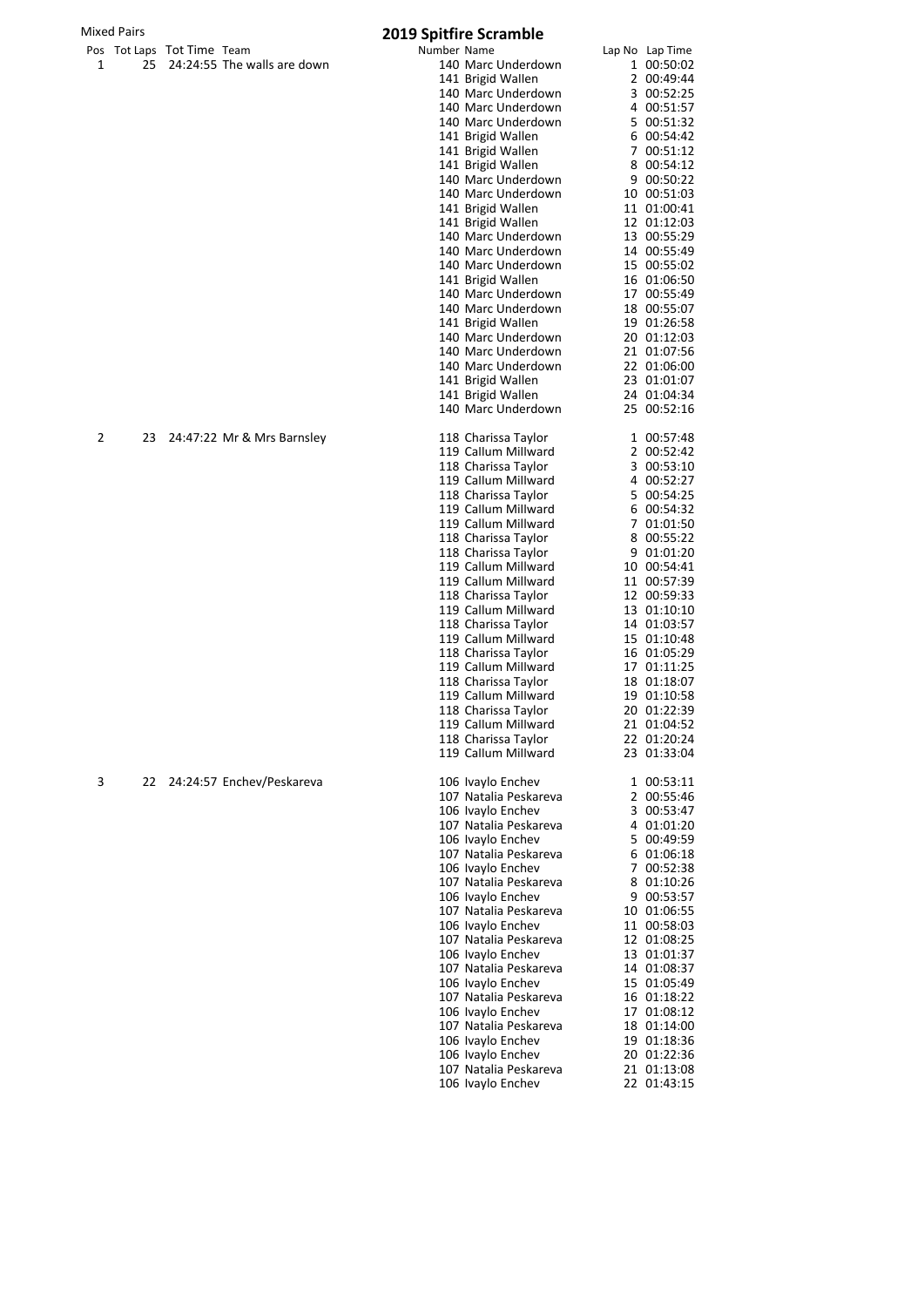Mixed Pairs

# 2019 Spitfire Scramble

| Pos | Tot Laps | Tot Time | Team | Number | Name | Lap No | Lap Time |
|---|---|---|---|---|---|---|---|
| 1 | 25 | 24:24:55 | The walls are down | 140 | Marc Underdown | 1 | 00:50:02 |
| | | | | 141 | Brigid Wallen | 2 | 00:49:44 |
| | | | | 140 | Marc Underdown | 3 | 00:52:25 |
| | | | | 140 | Marc Underdown | 4 | 00:51:57 |
| | | | | 140 | Marc Underdown | 5 | 00:51:32 |
| | | | | 141 | Brigid Wallen | 6 | 00:54:42 |
| | | | | 141 | Brigid Wallen | 7 | 00:51:12 |
| | | | | 141 | Brigid Wallen | 8 | 00:54:12 |
| | | | | 140 | Marc Underdown | 9 | 00:50:22 |
| | | | | 140 | Marc Underdown | 10 | 00:51:03 |
| | | | | 141 | Brigid Wallen | 11 | 01:00:41 |
| | | | | 141 | Brigid Wallen | 12 | 01:12:03 |
| | | | | 140 | Marc Underdown | 13 | 00:55:29 |
| | | | | 140 | Marc Underdown | 14 | 00:55:49 |
| | | | | 140 | Marc Underdown | 15 | 00:55:02 |
| | | | | 141 | Brigid Wallen | 16 | 01:06:50 |
| | | | | 140 | Marc Underdown | 17 | 00:55:49 |
| | | | | 140 | Marc Underdown | 18 | 00:55:07 |
| | | | | 141 | Brigid Wallen | 19 | 01:26:58 |
| | | | | 140 | Marc Underdown | 20 | 01:12:03 |
| | | | | 140 | Marc Underdown | 21 | 01:07:56 |
| | | | | 140 | Marc Underdown | 22 | 01:06:00 |
| | | | | 141 | Brigid Wallen | 23 | 01:01:07 |
| | | | | 141 | Brigid Wallen | 24 | 01:04:34 |
| | | | | 140 | Marc Underdown | 25 | 00:52:16 |
| 2 | 23 | 24:47:22 | Mr & Mrs Barnsley | 118 | Charissa Taylor | 1 | 00:57:48 |
| | | | | 119 | Callum Millward | 2 | 00:52:42 |
| | | | | 118 | Charissa Taylor | 3 | 00:53:10 |
| | | | | 119 | Callum Millward | 4 | 00:52:27 |
| | | | | 118 | Charissa Taylor | 5 | 00:54:25 |
| | | | | 119 | Callum Millward | 6 | 00:54:32 |
| | | | | 119 | Callum Millward | 7 | 01:01:50 |
| | | | | 118 | Charissa Taylor | 8 | 00:55:22 |
| | | | | 118 | Charissa Taylor | 9 | 01:01:20 |
| | | | | 119 | Callum Millward | 10 | 00:54:41 |
| | | | | 119 | Callum Millward | 11 | 00:57:39 |
| | | | | 118 | Charissa Taylor | 12 | 00:59:33 |
| | | | | 119 | Callum Millward | 13 | 01:10:10 |
| | | | | 118 | Charissa Taylor | 14 | 01:03:57 |
| | | | | 119 | Callum Millward | 15 | 01:10:48 |
| | | | | 118 | Charissa Taylor | 16 | 01:05:29 |
| | | | | 119 | Callum Millward | 17 | 01:11:25 |
| | | | | 118 | Charissa Taylor | 18 | 01:18:07 |
| | | | | 119 | Callum Millward | 19 | 01:10:58 |
| | | | | 118 | Charissa Taylor | 20 | 01:22:39 |
| | | | | 119 | Callum Millward | 21 | 01:04:52 |
| | | | | 118 | Charissa Taylor | 22 | 01:20:24 |
| | | | | 119 | Callum Millward | 23 | 01:33:04 |
| 3 | 22 | 24:24:57 | Enchev/Peskareva | 106 | Ivaylo Enchev | 1 | 00:53:11 |
| | | | | 107 | Natalia Peskareva | 2 | 00:55:46 |
| | | | | 106 | Ivaylo Enchev | 3 | 00:53:47 |
| | | | | 107 | Natalia Peskareva | 4 | 01:01:20 |
| | | | | 106 | Ivaylo Enchev | 5 | 00:49:59 |
| | | | | 107 | Natalia Peskareva | 6 | 01:06:18 |
| | | | | 106 | Ivaylo Enchev | 7 | 00:52:38 |
| | | | | 107 | Natalia Peskareva | 8 | 01:10:26 |
| | | | | 106 | Ivaylo Enchev | 9 | 00:53:57 |
| | | | | 107 | Natalia Peskareva | 10 | 01:06:55 |
| | | | | 106 | Ivaylo Enchev | 11 | 00:58:03 |
| | | | | 107 | Natalia Peskareva | 12 | 01:08:25 |
| | | | | 106 | Ivaylo Enchev | 13 | 01:01:37 |
| | | | | 107 | Natalia Peskareva | 14 | 01:08:37 |
| | | | | 106 | Ivaylo Enchev | 15 | 01:05:49 |
| | | | | 107 | Natalia Peskareva | 16 | 01:18:22 |
| | | | | 106 | Ivaylo Enchev | 17 | 01:08:12 |
| | | | | 107 | Natalia Peskareva | 18 | 01:14:00 |
| | | | | 106 | Ivaylo Enchev | 19 | 01:18:36 |
| | | | | 106 | Ivaylo Enchev | 20 | 01:22:36 |
| | | | | 107 | Natalia Peskareva | 21 | 01:13:08 |
| | | | | 106 | Ivaylo Enchev | 22 | 01:43:15 |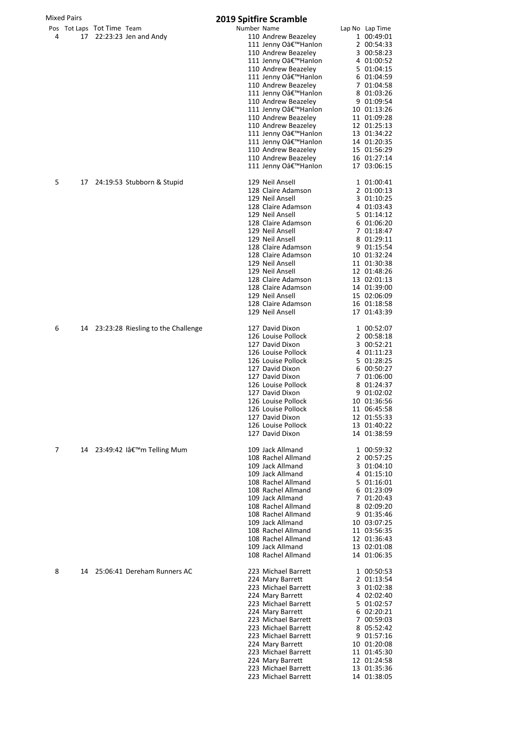Mixed Pairs

# 2019 Spitfire Scramble

| Pos | Tot Laps | Tot Time | Team | Number | Name | Lap No | Lap Time |
|---|---|---|---|---|---|---|---|
| 4 | 17 | 22:23:23 | Jen and Andy | 110 | Andrew Beazeley | 1 | 00:49:01 |
| | | | | 111 | Jenny Oâ€™Hanlon | 2 | 00:54:33 |
| | | | | 110 | Andrew Beazeley | 3 | 00:58:23 |
| | | | | 111 | Jenny Oâ€™Hanlon | 4 | 01:00:52 |
| | | | | 110 | Andrew Beazeley | 5 | 01:04:15 |
| | | | | 111 | Jenny Oâ€™Hanlon | 6 | 01:04:59 |
| | | | | 110 | Andrew Beazeley | 7 | 01:04:58 |
| | | | | 111 | Jenny Oâ€™Hanlon | 8 | 01:03:26 |
| | | | | 110 | Andrew Beazeley | 9 | 01:09:54 |
| | | | | 111 | Jenny Oâ€™Hanlon | 10 | 01:13:26 |
| | | | | 110 | Andrew Beazeley | 11 | 01:09:28 |
| | | | | 110 | Andrew Beazeley | 12 | 01:25:13 |
| | | | | 111 | Jenny Oâ€™Hanlon | 13 | 01:34:22 |
| | | | | 111 | Jenny Oâ€™Hanlon | 14 | 01:20:35 |
| | | | | 110 | Andrew Beazeley | 15 | 01:56:29 |
| | | | | 110 | Andrew Beazeley | 16 | 01:27:14 |
| | | | | 111 | Jenny Oâ€™Hanlon | 17 | 03:06:15 |
| 5 | 17 | 24:19:53 | Stubborn & Stupid | 129 | Neil Ansell | 1 | 01:00:41 |
| | | | | 128 | Claire Adamson | 2 | 01:00:13 |
| | | | | 129 | Neil Ansell | 3 | 01:10:25 |
| | | | | 128 | Claire Adamson | 4 | 01:03:43 |
| | | | | 129 | Neil Ansell | 5 | 01:14:12 |
| | | | | 128 | Claire Adamson | 6 | 01:06:20 |
| | | | | 129 | Neil Ansell | 7 | 01:18:47 |
| | | | | 129 | Neil Ansell | 8 | 01:29:11 |
| | | | | 128 | Claire Adamson | 9 | 01:15:54 |
| | | | | 128 | Claire Adamson | 10 | 01:32:24 |
| | | | | 129 | Neil Ansell | 11 | 01:30:38 |
| | | | | 129 | Neil Ansell | 12 | 01:48:26 |
| | | | | 128 | Claire Adamson | 13 | 02:01:13 |
| | | | | 128 | Claire Adamson | 14 | 01:39:00 |
| | | | | 129 | Neil Ansell | 15 | 02:06:09 |
| | | | | 128 | Claire Adamson | 16 | 01:18:58 |
| | | | | 129 | Neil Ansell | 17 | 01:43:39 |
| 6 | 14 | 23:23:28 | Riesling to the Challenge | 127 | David Dixon | 1 | 00:52:07 |
| | | | | 126 | Louise Pollock | 2 | 00:58:18 |
| | | | | 127 | David Dixon | 3 | 00:52:21 |
| | | | | 126 | Louise Pollock | 4 | 01:11:23 |
| | | | | 126 | Louise Pollock | 5 | 01:28:25 |
| | | | | 127 | David Dixon | 6 | 00:50:27 |
| | | | | 127 | David Dixon | 7 | 01:06:00 |
| | | | | 126 | Louise Pollock | 8 | 01:24:37 |
| | | | | 127 | David Dixon | 9 | 01:02:02 |
| | | | | 126 | Louise Pollock | 10 | 01:36:56 |
| | | | | 126 | Louise Pollock | 11 | 06:45:58 |
| | | | | 127 | David Dixon | 12 | 01:55:33 |
| | | | | 126 | Louise Pollock | 13 | 01:40:22 |
| | | | | 127 | David Dixon | 14 | 01:38:59 |
| 7 | 14 | 23:49:42 | Iâ€™m Telling Mum | 109 | Jack Allmand | 1 | 00:59:32 |
| | | | | 108 | Rachel Allmand | 2 | 00:57:25 |
| | | | | 109 | Jack Allmand | 3 | 01:04:10 |
| | | | | 109 | Jack Allmand | 4 | 01:15:10 |
| | | | | 108 | Rachel Allmand | 5 | 01:16:01 |
| | | | | 108 | Rachel Allmand | 6 | 01:23:09 |
| | | | | 109 | Jack Allmand | 7 | 01:20:43 |
| | | | | 108 | Rachel Allmand | 8 | 02:09:20 |
| | | | | 108 | Rachel Allmand | 9 | 01:35:46 |
| | | | | 109 | Jack Allmand | 10 | 03:07:25 |
| | | | | 108 | Rachel Allmand | 11 | 03:56:35 |
| | | | | 108 | Rachel Allmand | 12 | 01:36:43 |
| | | | | 109 | Jack Allmand | 13 | 02:01:08 |
| | | | | 108 | Rachel Allmand | 14 | 01:06:35 |
| 8 | 14 | 25:06:41 | Dereham Runners AC | 223 | Michael Barrett | 1 | 00:50:53 |
| | | | | 224 | Mary Barrett | 2 | 01:13:54 |
| | | | | 223 | Michael Barrett | 3 | 01:02:38 |
| | | | | 224 | Mary Barrett | 4 | 02:02:40 |
| | | | | 223 | Michael Barrett | 5 | 01:02:57 |
| | | | | 224 | Mary Barrett | 6 | 02:20:21 |
| | | | | 223 | Michael Barrett | 7 | 00:59:03 |
| | | | | 223 | Michael Barrett | 8 | 05:52:42 |
| | | | | 223 | Michael Barrett | 9 | 01:57:16 |
| | | | | 224 | Mary Barrett | 10 | 01:20:08 |
| | | | | 223 | Michael Barrett | 11 | 01:45:30 |
| | | | | 224 | Mary Barrett | 12 | 01:24:58 |
| | | | | 223 | Michael Barrett | 13 | 01:35:36 |
| | | | | 223 | Michael Barrett | 14 | 01:38:05 |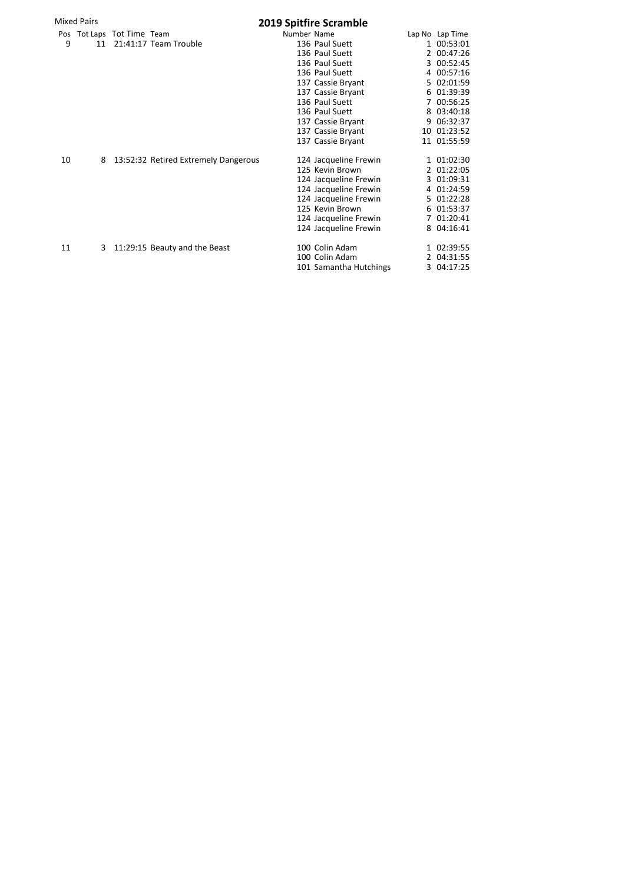Mixed Pairs

# 2019 Spitfire Scramble

| Pos | Tot Laps | Tot Time | Team | Number | Name | Lap No | Lap Time |
|---|---|---|---|---|---|---|---|
| 9 | 11 | 21:41:17 | Team Trouble | 136 | Paul Suett | 1 | 00:53:01 |
| | | | | 136 | Paul Suett | 2 | 00:47:26 |
| | | | | 136 | Paul Suett | 3 | 00:52:45 |
| | | | | 136 | Paul Suett | 4 | 00:57:16 |
| | | | | 137 | Cassie Bryant | 5 | 02:01:59 |
| | | | | 137 | Cassie Bryant | 6 | 01:39:39 |
| | | | | 136 | Paul Suett | 7 | 00:56:25 |
| | | | | 136 | Paul Suett | 8 | 03:40:18 |
| | | | | 137 | Cassie Bryant | 9 | 06:32:37 |
| | | | | 137 | Cassie Bryant | 10 | 01:23:52 |
| | | | | 137 | Cassie Bryant | 11 | 01:55:59 |
| 10 | 8 | 13:52:32 | Retired Extremely Dangerous | 124 | Jacqueline Frewin | 1 | 01:02:30 |
| | | | | 125 | Kevin Brown | 2 | 01:22:05 |
| | | | | 124 | Jacqueline Frewin | 3 | 01:09:31 |
| | | | | 124 | Jacqueline Frewin | 4 | 01:24:59 |
| | | | | 124 | Jacqueline Frewin | 5 | 01:22:28 |
| | | | | 125 | Kevin Brown | 6 | 01:53:37 |
| | | | | 124 | Jacqueline Frewin | 7 | 01:20:41 |
| | | | | 124 | Jacqueline Frewin | 8 | 04:16:41 |
| 11 | 3 | 11:29:15 | Beauty and the Beast | 100 | Colin Adam | 1 | 02:39:55 |
| | | | | 100 | Colin Adam | 2 | 04:31:55 |
| | | | | 101 | Samantha Hutchings | 3 | 04:17:25 |